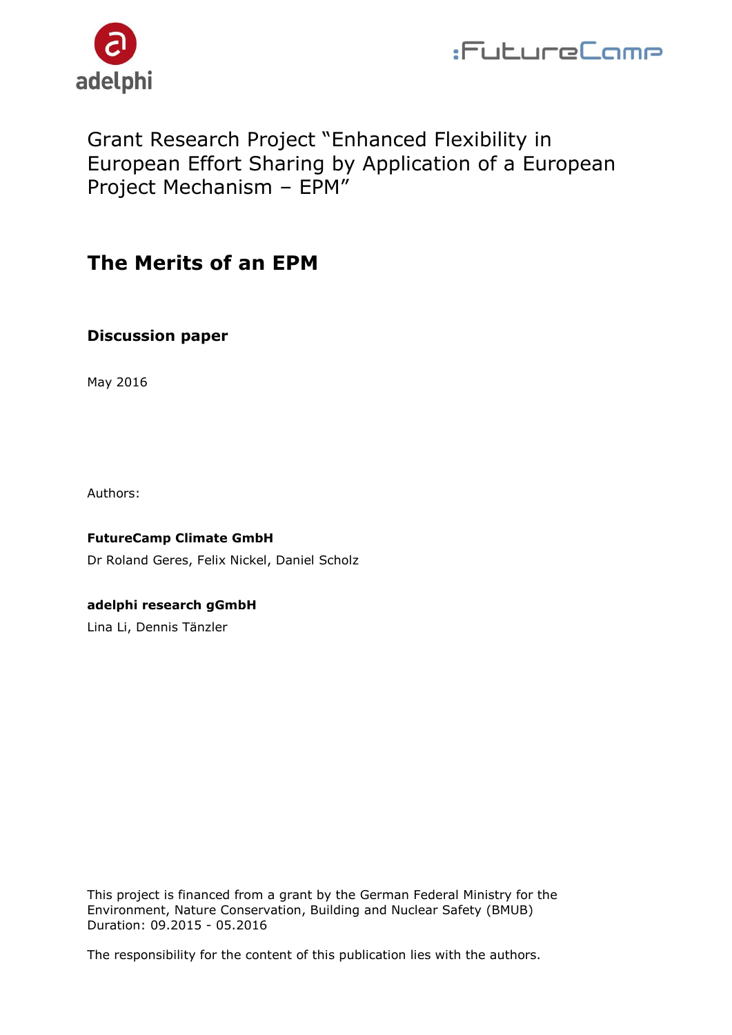Grant Research Project "Enhanced Flexibility in European Effort Sharing by Application of a European Project Mechanism – EPM"

# The Merits of an EPM

## Discussion paper

May 2016

Authors:

**FutureCamp Climate GmbH**

Dr Roland Geres, Felix Nickel, Daniel Scholz

**adelphi research gGmbH**

Lina Li, Dennis Tänzler

This project is financed from a grant by the German Federal Ministry for the Environment, Nature Conservation, Building and Nuclear Safety (BMUB)
Duration: 09.2015 - 05.2016

The responsibility for the content of this publication lies with the authors.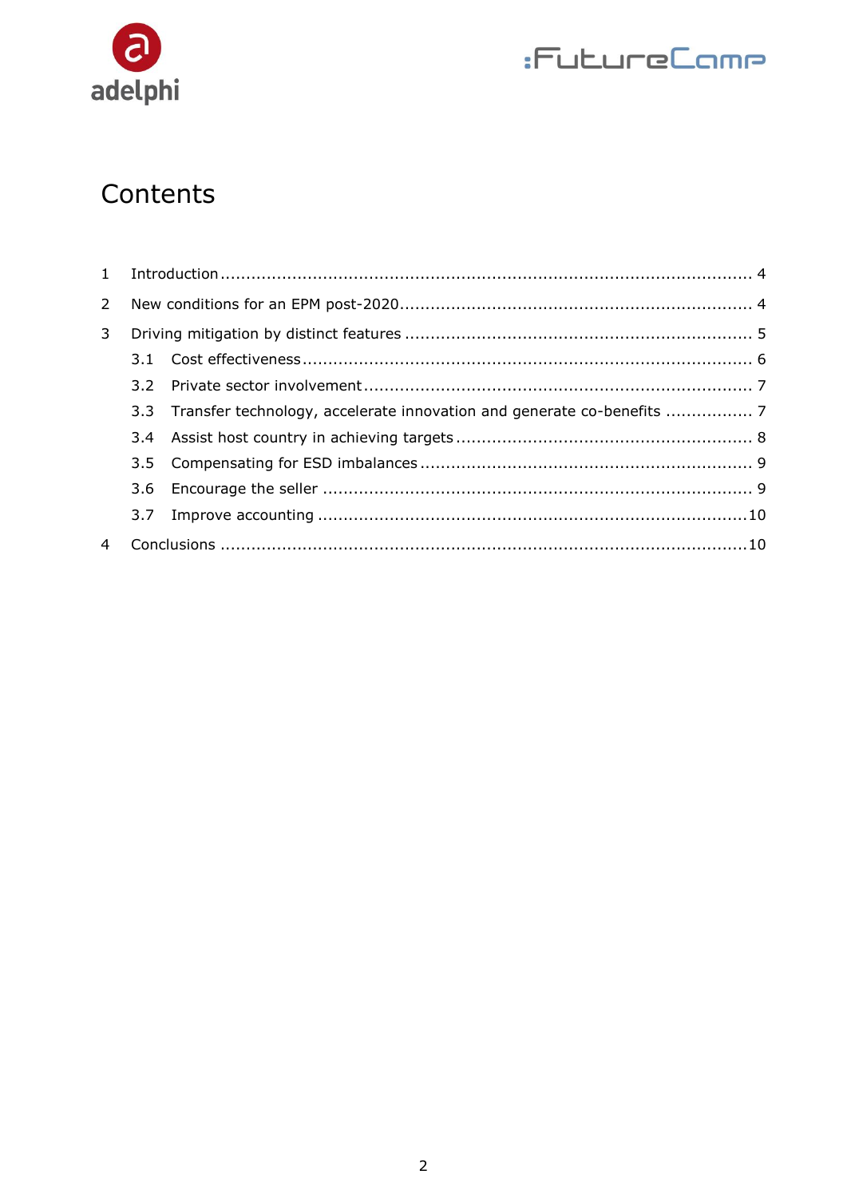# Contents

1 Introduction ........................................................................................................ 4

2 New conditions for an EPM post-2020.................................................................... 4

3 Driving mitigation by distinct features .................................................................... 5

   3.1 Cost effectiveness ....................................................................................... 6

   3.2 Private sector involvement ........................................................................... 7

   3.3 Transfer technology, accelerate innovation and generate co-benefits ................. 7

   3.4 Assist host country in achieving targets .......................................................... 8

   3.5 Compensating for ESD imbalances ................................................................. 9

   3.6 Encourage the seller .................................................................................... 9

   3.7 Improve accounting ....................................................................................10

4 Conclusions .......................................................................................................10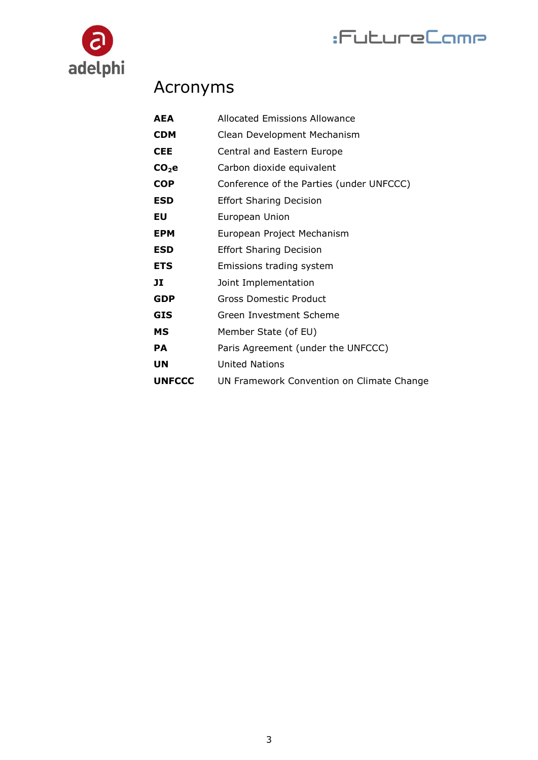# Acronyms

| | |
|---|---|
| **AEA** | Allocated Emissions Allowance |
| **CDM** | Clean Development Mechanism |
| **CEE** | Central and Eastern Europe |
| **$CO_2e$** | Carbon dioxide equivalent |
| **COP** | Conference of the Parties (under UNFCCC) |
| **ESD** | Effort Sharing Decision |
| **EU** | European Union |
| **EPM** | European Project Mechanism |
| **ESD** | Effort Sharing Decision |
| **ETS** | Emissions trading system |
| **JI** | Joint Implementation |
| **GDP** | Gross Domestic Product |
| **GIS** | Green Investment Scheme |
| **MS** | Member State (of EU) |
| **PA** | Paris Agreement (under the UNFCCC) |
| **UN** | United Nations |
| **UNFCCC** | UN Framework Convention on Climate Change |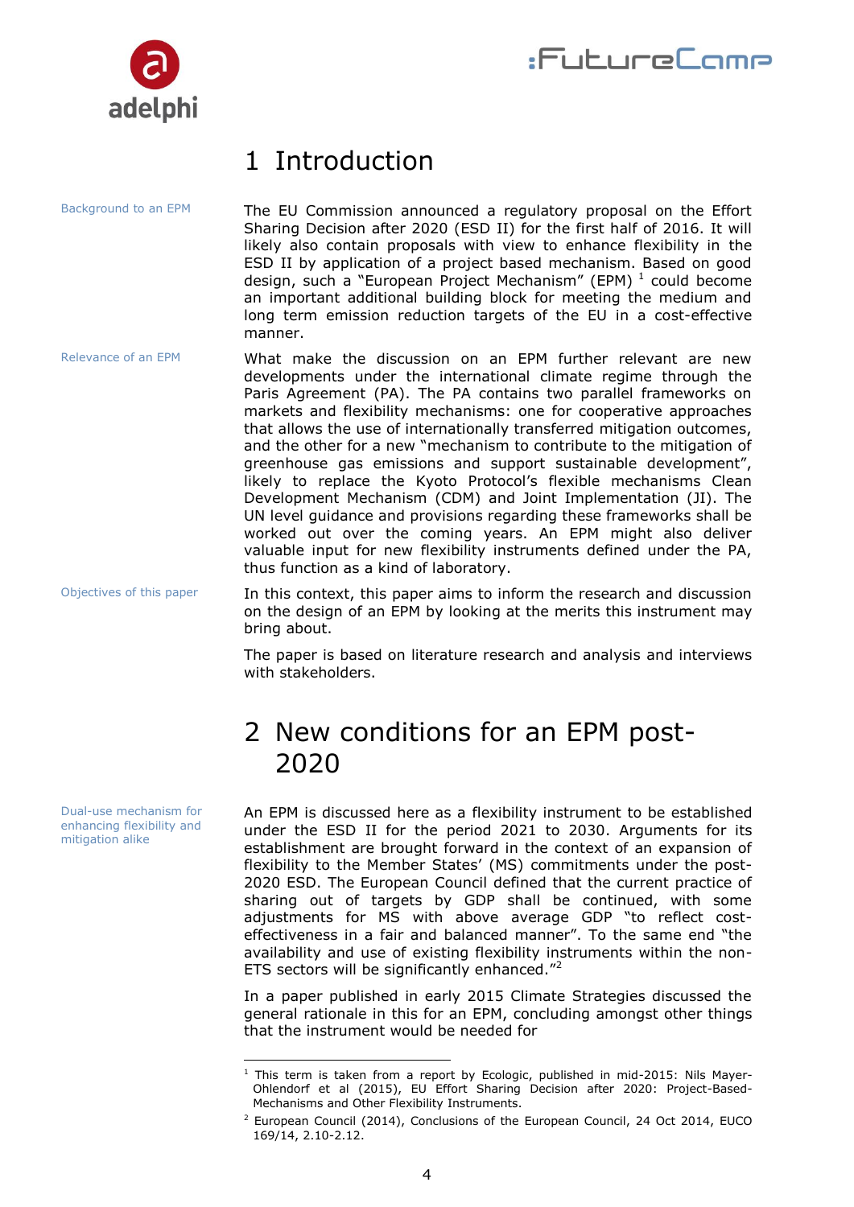# 1 Introduction

Background to an EPM

The EU Commission announced a regulatory proposal on the Effort Sharing Decision after 2020 (ESD II) for the first half of 2016. It will likely also contain proposals with view to enhance flexibility in the ESD II by application of a project based mechanism. Based on good design, such a "European Project Mechanism" (EPM) [1] could become an important additional building block for meeting the medium and long term emission reduction targets of the EU in a cost-effective manner.

Relevance of an EPM

What make the discussion on an EPM further relevant are new developments under the international climate regime through the Paris Agreement (PA). The PA contains two parallel frameworks on markets and flexibility mechanisms: one for cooperative approaches that allows the use of internationally transferred mitigation outcomes, and the other for a new "mechanism to contribute to the mitigation of greenhouse gas emissions and support sustainable development", likely to replace the Kyoto Protocol's flexible mechanisms Clean Development Mechanism (CDM) and Joint Implementation (JI). The UN level guidance and provisions regarding these frameworks shall be worked out over the coming years. An EPM might also deliver valuable input for new flexibility instruments defined under the PA, thus function as a kind of laboratory.

Objectives of this paper

In this context, this paper aims to inform the research and discussion on the design of an EPM by looking at the merits this instrument may bring about.

The paper is based on literature research and analysis and interviews with stakeholders.

# 2 New conditions for an EPM post-2020

Dual-use mechanism for enhancing flexibility and mitigation alike

An EPM is discussed here as a flexibility instrument to be established under the ESD II for the period 2021 to 2030. Arguments for its establishment are brought forward in the context of an expansion of flexibility to the Member States' (MS) commitments under the post-2020 ESD. The European Council defined that the current practice of sharing out of targets by GDP shall be continued, with some adjustments for MS with above average GDP "to reflect cost-effectiveness in a fair and balanced manner". To the same end "the availability and use of existing flexibility instruments within the non-ETS sectors will be significantly enhanced."[2]

In a paper published in early 2015 Climate Strategies discussed the general rationale in this for an EPM, concluding amongst other things that the instrument would be needed for

---

[1] This term is taken from a report by Ecologic, published in mid-2015: Nils Mayer-Ohlendorf et al (2015), EU Effort Sharing Decision after 2020: Project-Based-Mechanisms and Other Flexibility Instruments.

[2] European Council (2014), Conclusions of the European Council, 24 Oct 2014, EUCO 169/14, 2.10-2.12.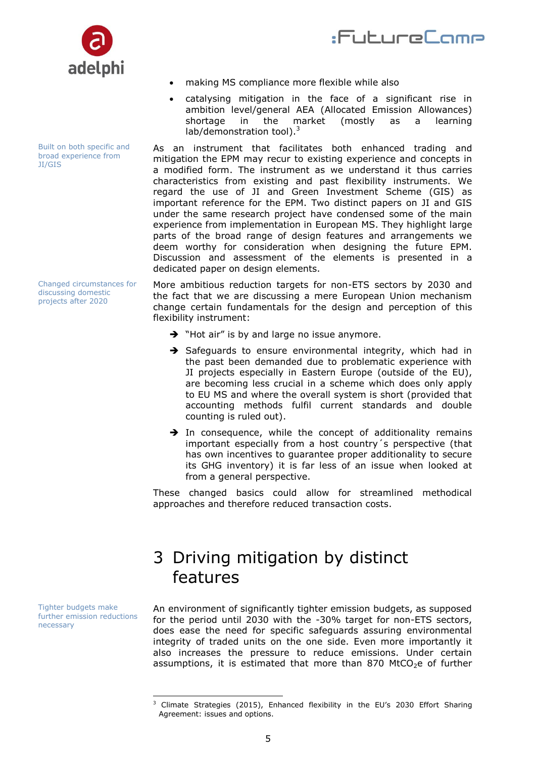- making MS compliance more flexible while also
- catalysing mitigation in the face of a significant rise in ambition level/general AEA (Allocated Emission Allowances) shortage in the market (mostly as a learning lab/demonstration tool).[3]

Built on both specific and broad experience from JI/GIS

As an instrument that facilitates both enhanced trading and mitigation the EPM may recur to existing experience and concepts in a modified form. The instrument as we understand it thus carries characteristics from existing and past flexibility instruments. We regard the use of JI and Green Investment Scheme (GIS) as important reference for the EPM. Two distinct papers on JI and GIS under the same research project have condensed some of the main experience from implementation in European MS. They highlight large parts of the broad range of design features and arrangements we deem worthy for consideration when designing the future EPM. Discussion and assessment of the elements is presented in a dedicated paper on design elements.

Changed circumstances for discussing domestic projects after 2020

More ambitious reduction targets for non-ETS sectors by 2030 and the fact that we are discussing a mere European Union mechanism change certain fundamentals for the design and perception of this flexibility instrument:

- ➔ "Hot air" is by and large no issue anymore.
- ➔ Safeguards to ensure environmental integrity, which had in the past been demanded due to problematic experience with JI projects especially in Eastern Europe (outside of the EU), are becoming less crucial in a scheme which does only apply to EU MS and where the overall system is short (provided that accounting methods fulfil current standards and double counting is ruled out).
- ➔ In consequence, while the concept of additionality remains important especially from a host country´s perspective (that has own incentives to guarantee proper additionality to secure its GHG inventory) it is far less of an issue when looked at from a general perspective.

These changed basics could allow for streamlined methodical approaches and therefore reduced transaction costs.

# 3 Driving mitigation by distinct features

Tighter budgets make further emission reductions necessary

An environment of significantly tighter emission budgets, as supposed for the period until 2030 with the -30% target for non-ETS sectors, does ease the need for specific safeguards assuring environmental integrity of traded units on the one side. Even more importantly it also increases the pressure to reduce emissions. Under certain assumptions, it is estimated that more than 870 $MtCO_2e$ of further

[3] Climate Strategies (2015), Enhanced flexibility in the EU's 2030 Effort Sharing Agreement: issues and options.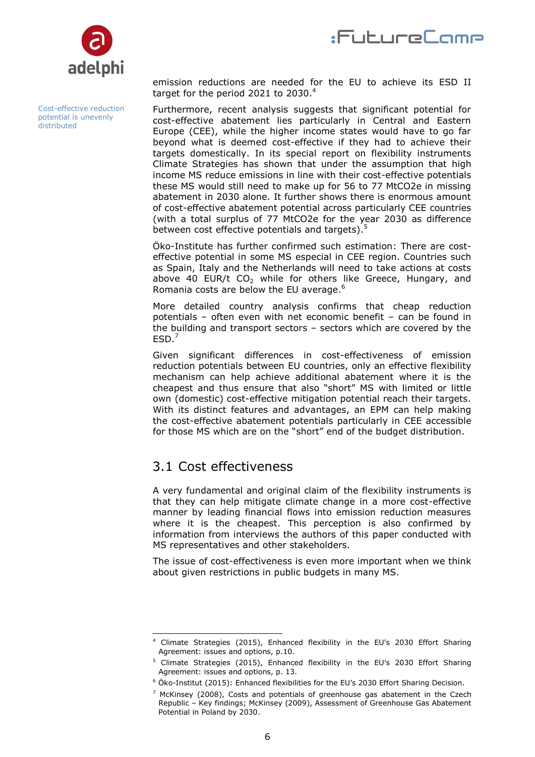emission reductions are needed for the EU to achieve its ESD II target for the period 2021 to 2030.[4]

Cost-effective reduction potential is unevenly distributed

Furthermore, recent analysis suggests that significant potential for cost-effective abatement lies particularly in Central and Eastern Europe (CEE), while the higher income states would have to go far beyond what is deemed cost-effective if they had to achieve their targets domestically. In its special report on flexibility instruments Climate Strategies has shown that under the assumption that high income MS reduce emissions in line with their cost-effective potentials these MS would still need to make up for 56 to 77 MtCO2e in missing abatement in 2030 alone. It further shows there is enormous amount of cost-effective abatement potential across particularly CEE countries (with a total surplus of 77 MtCO2e for the year 2030 as difference between cost effective potentials and targets).[5]

Öko-Institute has further confirmed such estimation: There are cost-effective potential in some MS especial in CEE region. Countries such as Spain, Italy and the Netherlands will need to take actions at costs above 40 EUR/t $CO_2$ while for others like Greece, Hungary, and Romania costs are below the EU average.[6]

More detailed country analysis confirms that cheap reduction potentials – often even with net economic benefit – can be found in the building and transport sectors – sectors which are covered by the ESD.[7]

Given significant differences in cost-effectiveness of emission reduction potentials between EU countries, only an effective flexibility mechanism can help achieve additional abatement where it is the cheapest and thus ensure that also "short" MS with limited or little own (domestic) cost-effective mitigation potential reach their targets. With its distinct features and advantages, an EPM can help making the cost-effective abatement potentials particularly in CEE accessible for those MS which are on the "short" end of the budget distribution.

## 3.1 Cost effectiveness

A very fundamental and original claim of the flexibility instruments is that they can help mitigate climate change in a more cost-effective manner by leading financial flows into emission reduction measures where it is the cheapest. This perception is also confirmed by information from interviews the authors of this paper conducted with MS representatives and other stakeholders.

The issue of cost-effectiveness is even more important when we think about given restrictions in public budgets in many MS.

---

[4] Climate Strategies (2015), Enhanced flexibility in the EU's 2030 Effort Sharing Agreement: issues and options, p.10.

[5] Climate Strategies (2015), Enhanced flexibility in the EU's 2030 Effort Sharing Agreement: issues and options, p. 13.

[6] Öko-Institut (2015): Enhanced flexibilities for the EU's 2030 Effort Sharing Decision.

[7] McKinsey (2008), Costs and potentials of greenhouse gas abatement in the Czech Republic – Key findings; McKinsey (2009), Assessment of Greenhouse Gas Abatement Potential in Poland by 2030.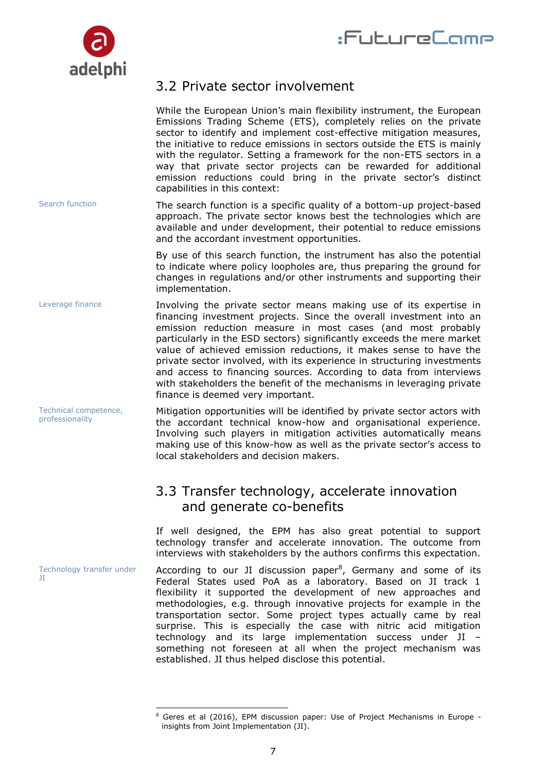## 3.2 Private sector involvement

While the European Union's main flexibility instrument, the European Emissions Trading Scheme (ETS), completely relies on the private sector to identify and implement cost-effective mitigation measures, the initiative to reduce emissions in sectors outside the ETS is mainly with the regulator. Setting a framework for the non-ETS sectors in a way that private sector projects can be rewarded for additional emission reductions could bring in the private sector's distinct capabilities in this context:

Search function

The search function is a specific quality of a bottom-up project-based approach. The private sector knows best the technologies which are available and under development, their potential to reduce emissions and the accordant investment opportunities.

By use of this search function, the instrument has also the potential to indicate where policy loopholes are, thus preparing the ground for changes in regulations and/or other instruments and supporting their implementation.

Leverage finance

Involving the private sector means making use of its expertise in financing investment projects. Since the overall investment into an emission reduction measure in most cases (and most probably particularly in the ESD sectors) significantly exceeds the mere market value of achieved emission reductions, it makes sense to have the private sector involved, with its experience in structuring investments and access to financing sources. According to data from interviews with stakeholders the benefit of the mechanisms in leveraging private finance is deemed very important.

Technical competence, professionality

Mitigation opportunities will be identified by private sector actors with the accordant technical know-how and organisational experience. Involving such players in mitigation activities automatically means making use of this know-how as well as the private sector's access to local stakeholders and decision makers.

## 3.3 Transfer technology, accelerate innovation and generate co-benefits

If well designed, the EPM has also great potential to support technology transfer and accelerate innovation. The outcome from interviews with stakeholders by the authors confirms this expectation.

Technology transfer under JI

According to our JI discussion paper[8], Germany and some of its Federal States used PoA as a laboratory. Based on JI track 1 flexibility it supported the development of new approaches and methodologies, e.g. through innovative projects for example in the transportation sector. Some project types actually came by real surprise. This is especially the case with nitric acid mitigation technology and its large implementation success under JI – something not foreseen at all when the project mechanism was established. JI thus helped disclose this potential.

[8] Geres et al (2016), EPM discussion paper: Use of Project Mechanisms in Europe - insights from Joint Implementation (JI).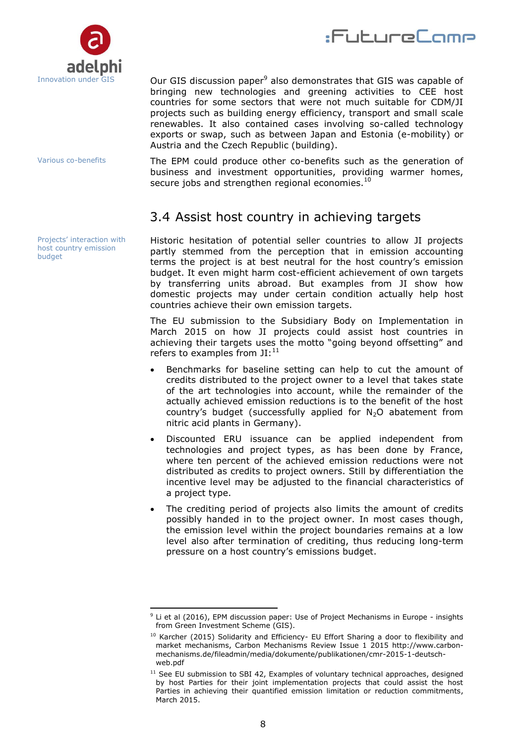Innovation under GIS

Our GIS discussion paper[9] also demonstrates that GIS was capable of bringing new technologies and greening activities to CEE host countries for some sectors that were not much suitable for CDM/JI projects such as building energy efficiency, transport and small scale renewables. It also contained cases involving so-called technology exports or swap, such as between Japan and Estonia (e-mobility) or Austria and the Czech Republic (building).

Various co-benefits

The EPM could produce other co-benefits such as the generation of business and investment opportunities, providing warmer homes, secure jobs and strengthen regional economies.[10]

## 3.4 Assist host country in achieving targets

Projects' interaction with host country emission budget

Historic hesitation of potential seller countries to allow JI projects partly stemmed from the perception that in emission accounting terms the project is at best neutral for the host country's emission budget. It even might harm cost-efficient achievement of own targets by transferring units abroad. But examples from JI show how domestic projects may under certain condition actually help host countries achieve their own emission targets.

The EU submission to the Subsidiary Body on Implementation in March 2015 on how JI projects could assist host countries in achieving their targets uses the motto "going beyond offsetting" and refers to examples from JI:[11]

- Benchmarks for baseline setting can help to cut the amount of credits distributed to the project owner to a level that takes state of the art technologies into account, while the remainder of the actually achieved emission reductions is to the benefit of the host country's budget (successfully applied for $N_2O$ abatement from nitric acid plants in Germany).
- Discounted ERU issuance can be applied independent from technologies and project types, as has been done by France, where ten percent of the achieved emission reductions were not distributed as credits to project owners. Still by differentiation the incentive level may be adjusted to the financial characteristics of a project type.
- The crediting period of projects also limits the amount of credits possibly handed in to the project owner. In most cases though, the emission level within the project boundaries remains at a low level also after termination of crediting, thus reducing long-term pressure on a host country's emissions budget.

---

[9] Li et al (2016), EPM discussion paper: Use of Project Mechanisms in Europe - insights from Green Investment Scheme (GIS).

[10] Karcher (2015) Solidarity and Efficiency- EU Effort Sharing a door to flexibility and market mechanisms, Carbon Mechanisms Review Issue 1 2015 http://www.carbon-mechanisms.de/fileadmin/media/dokumente/publikationen/cmr-2015-1-deutsch-web.pdf

[11] See EU submission to SBI 42, Examples of voluntary technical approaches, designed by host Parties for their joint implementation projects that could assist the host Parties in achieving their quantified emission limitation or reduction commitments, March 2015.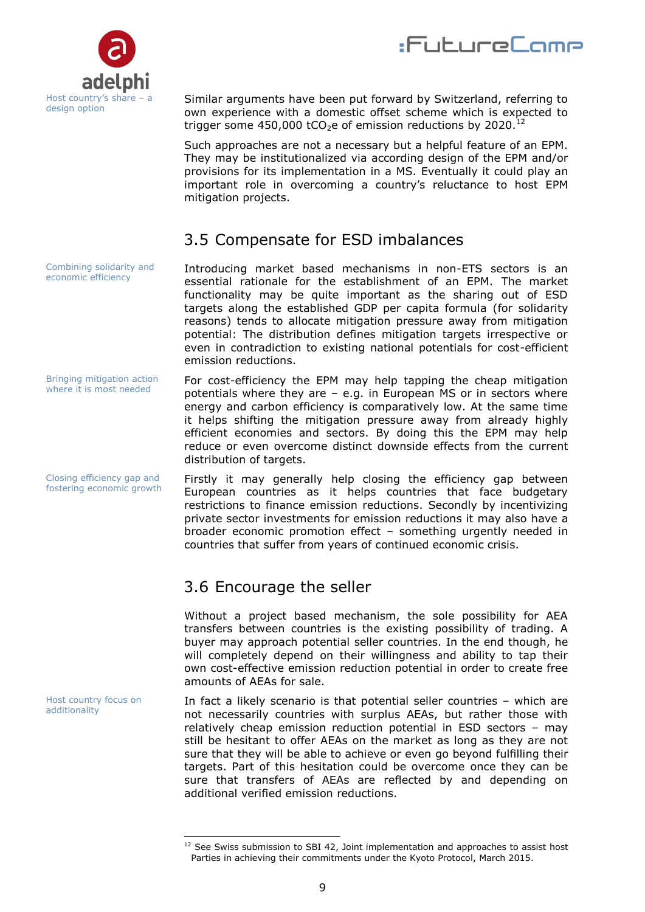Host country's share – a design option

Similar arguments have been put forward by Switzerland, referring to own experience with a domestic offset scheme which is expected to trigger some 450,000 $tCO_2e$ of emission reductions by 2020.[12]

Such approaches are not a necessary but a helpful feature of an EPM. They may be institutionalized via according design of the EPM and/or provisions for its implementation in a MS. Eventually it could play an important role in overcoming a country's reluctance to host EPM mitigation projects.

## 3.5 Compensate for ESD imbalances

Combining solidarity and economic efficiency

Introducing market based mechanisms in non-ETS sectors is an essential rationale for the establishment of an EPM. The market functionality may be quite important as the sharing out of ESD targets along the established GDP per capita formula (for solidarity reasons) tends to allocate mitigation pressure away from mitigation potential: The distribution defines mitigation targets irrespective or even in contradiction to existing national potentials for cost-efficient emission reductions.

Bringing mitigation action where it is most needed

For cost-efficiency the EPM may help tapping the cheap mitigation potentials where they are – e.g. in European MS or in sectors where energy and carbon efficiency is comparatively low. At the same time it helps shifting the mitigation pressure away from already highly efficient economies and sectors. By doing this the EPM may help reduce or even overcome distinct downside effects from the current distribution of targets.

Closing efficiency gap and fostering economic growth

Firstly it may generally help closing the efficiency gap between European countries as it helps countries that face budgetary restrictions to finance emission reductions. Secondly by incentivizing private sector investments for emission reductions it may also have a broader economic promotion effect – something urgently needed in countries that suffer from years of continued economic crisis.

## 3.6 Encourage the seller

Without a project based mechanism, the sole possibility for AEA transfers between countries is the existing possibility of trading. A buyer may approach potential seller countries. In the end though, he will completely depend on their willingness and ability to tap their own cost-effective emission reduction potential in order to create free amounts of AEAs for sale.

Host country focus on additionality

In fact a likely scenario is that potential seller countries – which are not necessarily countries with surplus AEAs, but rather those with relatively cheap emission reduction potential in ESD sectors – may still be hesitant to offer AEAs on the market as long as they are not sure that they will be able to achieve or even go beyond fulfilling their targets. Part of this hesitation could be overcome once they can be sure that transfers of AEAs are reflected by and depending on additional verified emission reductions.

---

[12] See Swiss submission to SBI 42, Joint implementation and approaches to assist host Parties in achieving their commitments under the Kyoto Protocol, March 2015.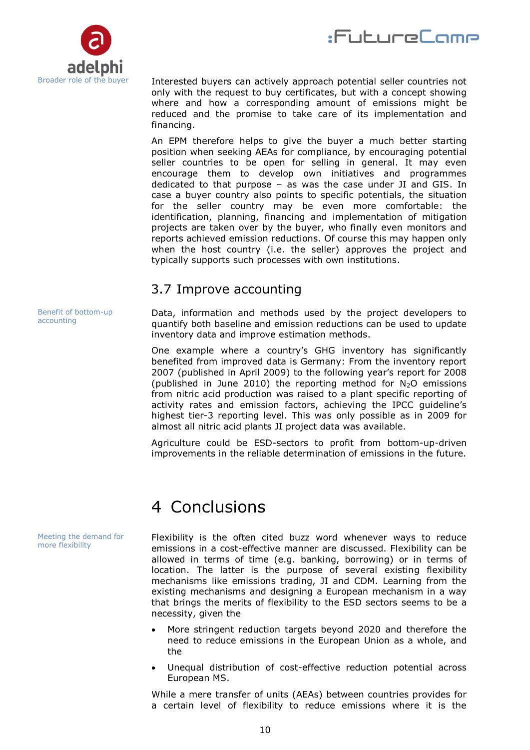Broader role of the buyer

Interested buyers can actively approach potential seller countries not only with the request to buy certificates, but with a concept showing where and how a corresponding amount of emissions might be reduced and the promise to take care of its implementation and financing.

An EPM therefore helps to give the buyer a much better starting position when seeking AEAs for compliance, by encouraging potential seller countries to be open for selling in general. It may even encourage them to develop own initiatives and programmes dedicated to that purpose – as was the case under JI and GIS. In case a buyer country also points to specific potentials, the situation for the seller country may be even more comfortable: the identification, planning, financing and implementation of mitigation projects are taken over by the buyer, who finally even monitors and reports achieved emission reductions. Of course this may happen only when the host country (i.e. the seller) approves the project and typically supports such processes with own institutions.

## 3.7 Improve accounting

Benefit of bottom-up accounting

Data, information and methods used by the project developers to quantify both baseline and emission reductions can be used to update inventory data and improve estimation methods.

One example where a country's GHG inventory has significantly benefited from improved data is Germany: From the inventory report 2007 (published in April 2009) to the following year's report for 2008 (published in June 2010) the reporting method for $N_2O$ emissions from nitric acid production was raised to a plant specific reporting of activity rates and emission factors, achieving the IPCC guideline's highest tier-3 reporting level. This was only possible as in 2009 for almost all nitric acid plants JI project data was available.

Agriculture could be ESD-sectors to profit from bottom-up-driven improvements in the reliable determination of emissions in the future.

# 4 Conclusions

Meeting the demand for more flexibility

Flexibility is the often cited buzz word whenever ways to reduce emissions in a cost-effective manner are discussed. Flexibility can be allowed in terms of time (e.g. banking, borrowing) or in terms of location. The latter is the purpose of several existing flexibility mechanisms like emissions trading, JI and CDM. Learning from the existing mechanisms and designing a European mechanism in a way that brings the merits of flexibility to the ESD sectors seems to be a necessity, given the

- More stringent reduction targets beyond 2020 and therefore the need to reduce emissions in the European Union as a whole, and the
- Unequal distribution of cost-effective reduction potential across European MS.

While a mere transfer of units (AEAs) between countries provides for a certain level of flexibility to reduce emissions where it is the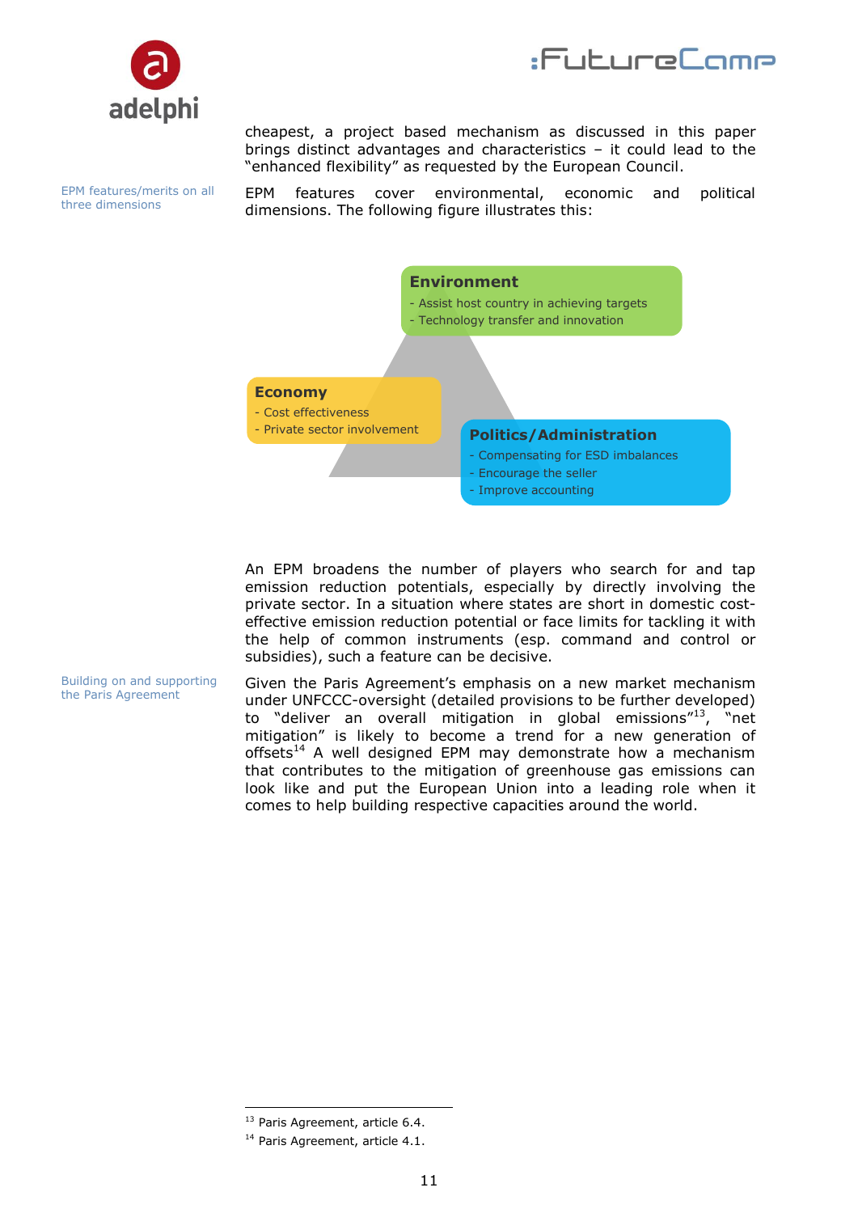cheapest, a project based mechanism as discussed in this paper brings distinct advantages and characteristics – it could lead to the "enhanced flexibility" as requested by the European Council.

EPM features/merits on all three dimensions

EPM features cover environmental, economic and political dimensions. The following figure illustrates this:

**Environment**
- Assist host country in achieving targets
- Technology transfer and innovation

**Economy**
- Cost effectiveness
- Private sector involvement

**Politics/Administration**
- Compensating for ESD imbalances
- Encourage the seller
- Improve accounting

An EPM broadens the number of players who search for and tap emission reduction potentials, especially by directly involving the private sector. In a situation where states are short in domestic cost-effective emission reduction potential or face limits for tackling it with the help of common instruments (esp. command and control or subsidies), such a feature can be decisive.

Building on and supporting the Paris Agreement

Given the Paris Agreement's emphasis on a new market mechanism under UNFCCC-oversight (detailed provisions to be further developed) to "deliver an overall mitigation in global emissions"[13], "net mitigation" is likely to become a trend for a new generation of offsets[14] A well designed EPM may demonstrate how a mechanism that contributes to the mitigation of greenhouse gas emissions can look like and put the European Union into a leading role when it comes to help building respective capacities around the world.

---

[13] Paris Agreement, article 6.4.

[14] Paris Agreement, article 4.1.